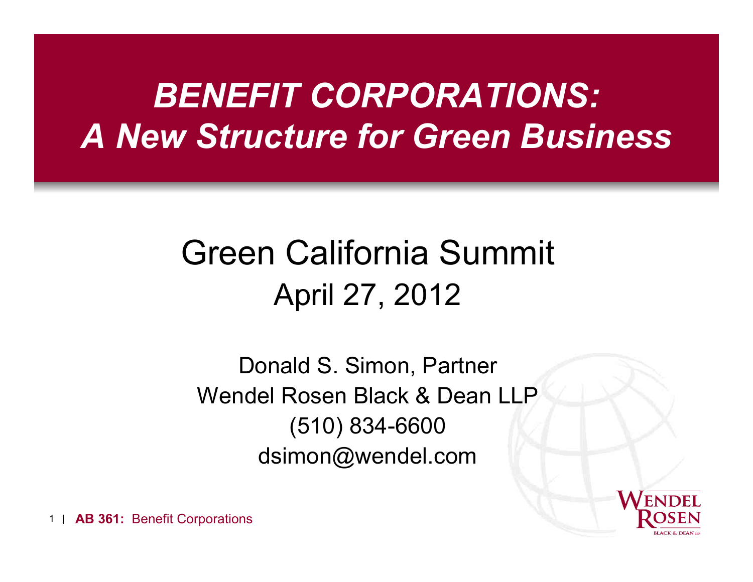# *BENEFIT CORPORATIONS: A New Structure for Green Business*

## Green California Summit
April 27, 2012

Donald S. Simon, Partner
Wendel Rosen Black & Dean LLP
(510) 834-6600
dsimon@wendel.com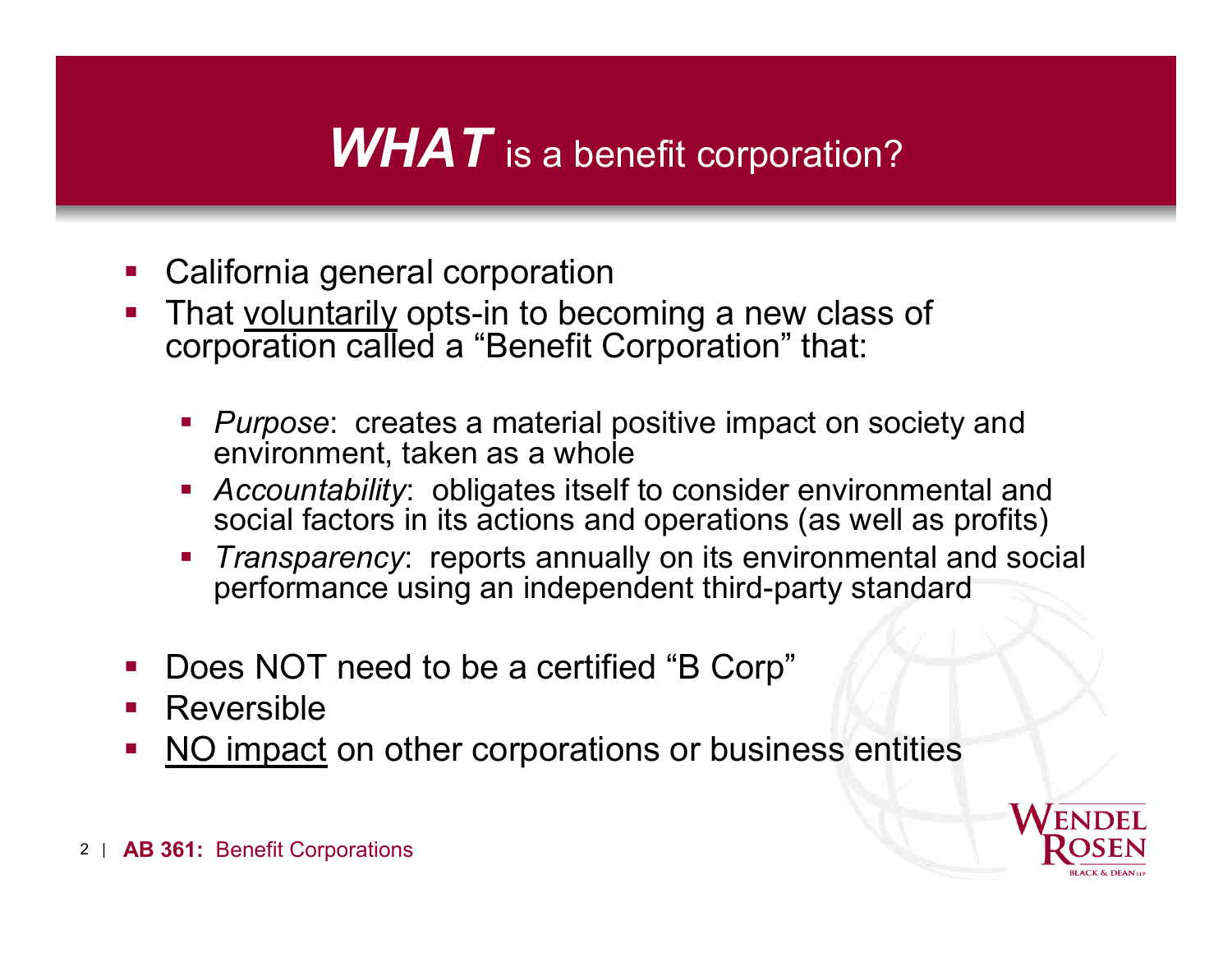# ***WHAT*** is a benefit corporation?

- California general corporation
- That <u>voluntarily</u> opts-in to becoming a new class of corporation called a "Benefit Corporation" that:
  - *Purpose*: creates a material positive impact on society and environment, taken as a whole
  - *Accountability*: obligates itself to consider environmental and social factors in its actions and operations (as well as profits)
  - *Transparency*: reports annually on its environmental and social performance using an independent third-party standard
- Does NOT need to be a certified "B Corp"
- Reversible
- <u>NO impact</u> on other corporations or business entities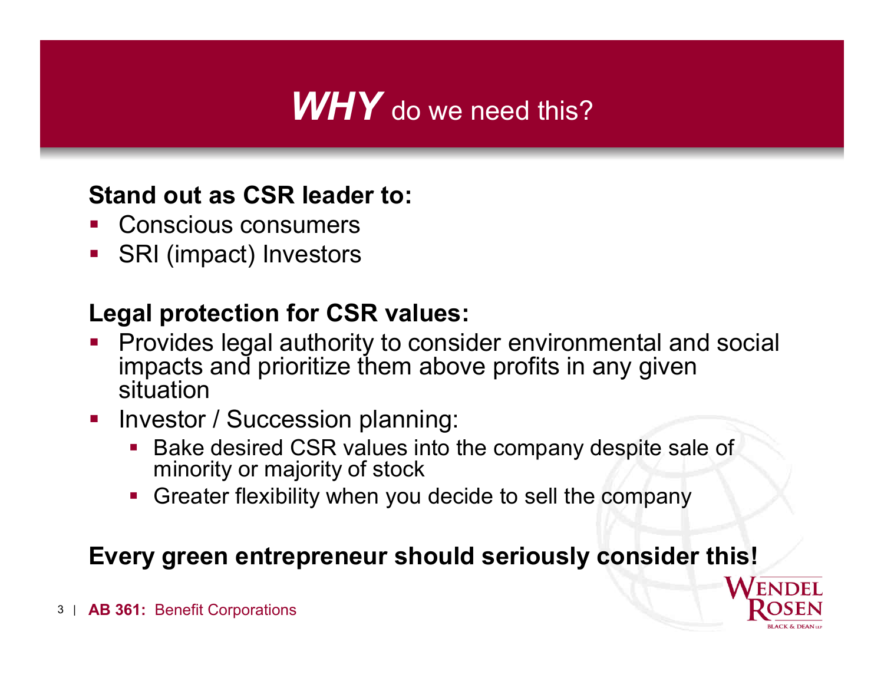# ***WHY*** do we need this?

**Stand out as CSR leader to:**

- Conscious consumers
- SRI (impact) Investors

**Legal protection for CSR values:**

- Provides legal authority to consider environmental and social impacts and prioritize them above profits in any given situation
- Investor / Succession planning:
  - Bake desired CSR values into the company despite sale of minority or majority of stock
  - Greater flexibility when you decide to sell the company

**Every green entrepreneur should seriously consider this!**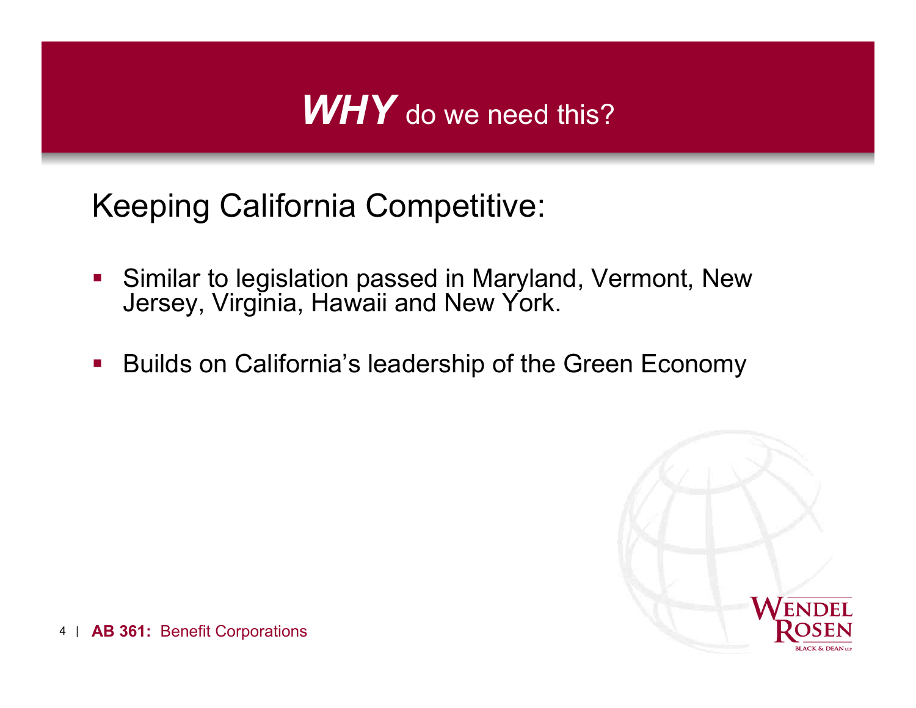# ***WHY*** do we need this?

## Keeping California Competitive:

- Similar to legislation passed in Maryland, Vermont, New Jersey, Virginia, Hawaii and New York.
- Builds on California's leadership of the Green Economy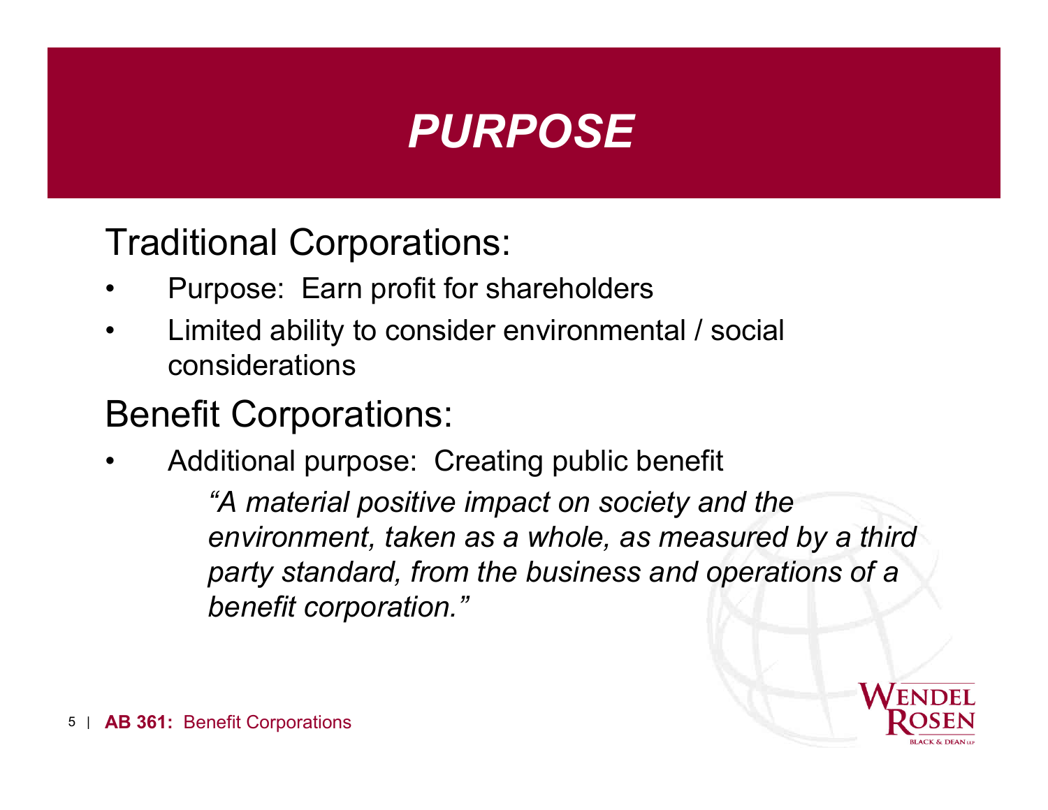# *PURPOSE*

## Traditional Corporations:

- Purpose: Earn profit for shareholders
- Limited ability to consider environmental / social considerations

## Benefit Corporations:

- Additional purpose: Creating public benefit

  *"A material positive impact on society and the environment, taken as a whole, as measured by a third party standard, from the business and operations of a benefit corporation."*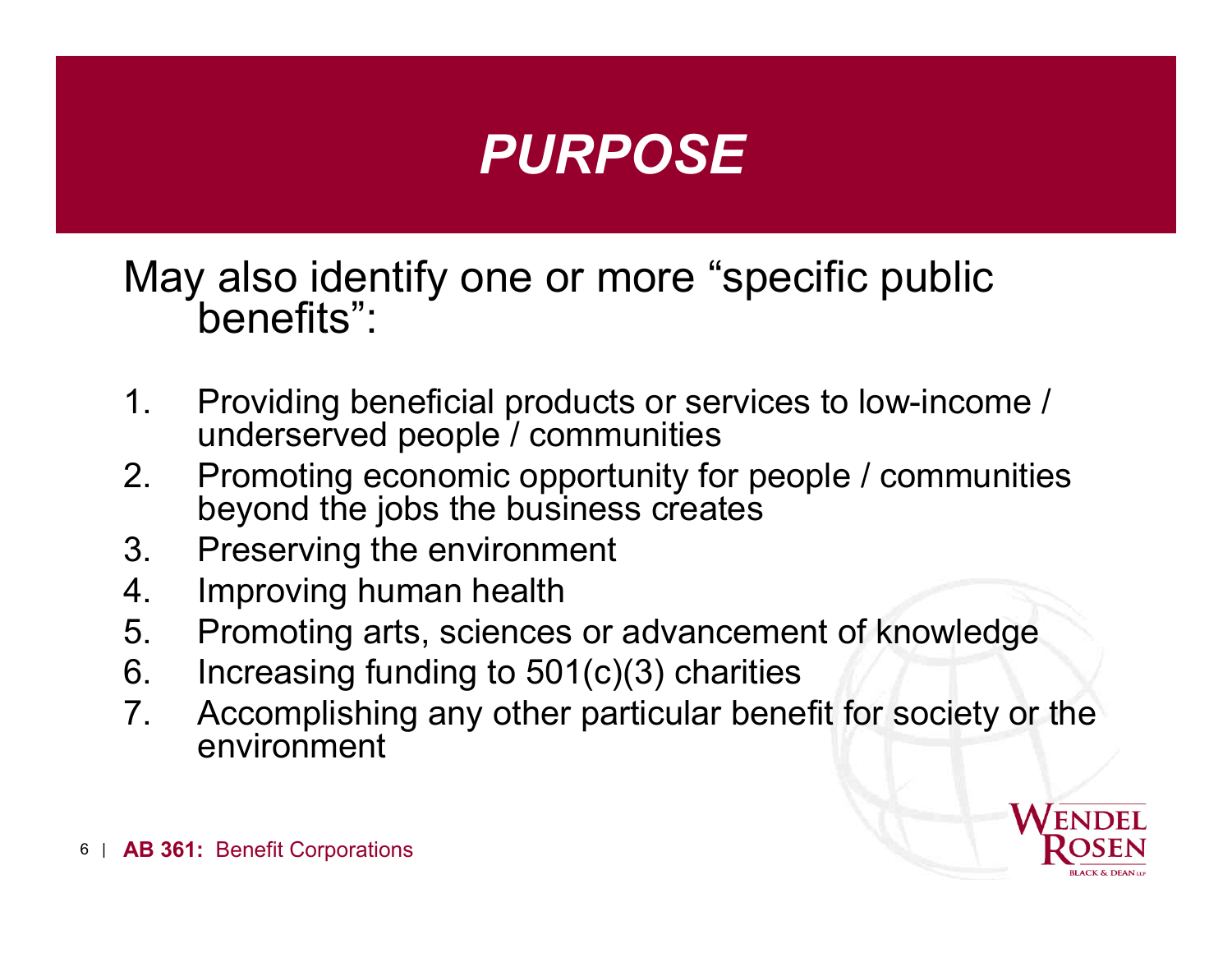# *PURPOSE*

May also identify one or more "specific public benefits":

1. Providing beneficial products or services to low-income / underserved people / communities
2. Promoting economic opportunity for people / communities beyond the jobs the business creates
3. Preserving the environment
4. Improving human health
5. Promoting arts, sciences or advancement of knowledge
6. Increasing funding to 501(c)(3) charities
7. Accomplishing any other particular benefit for society or the environment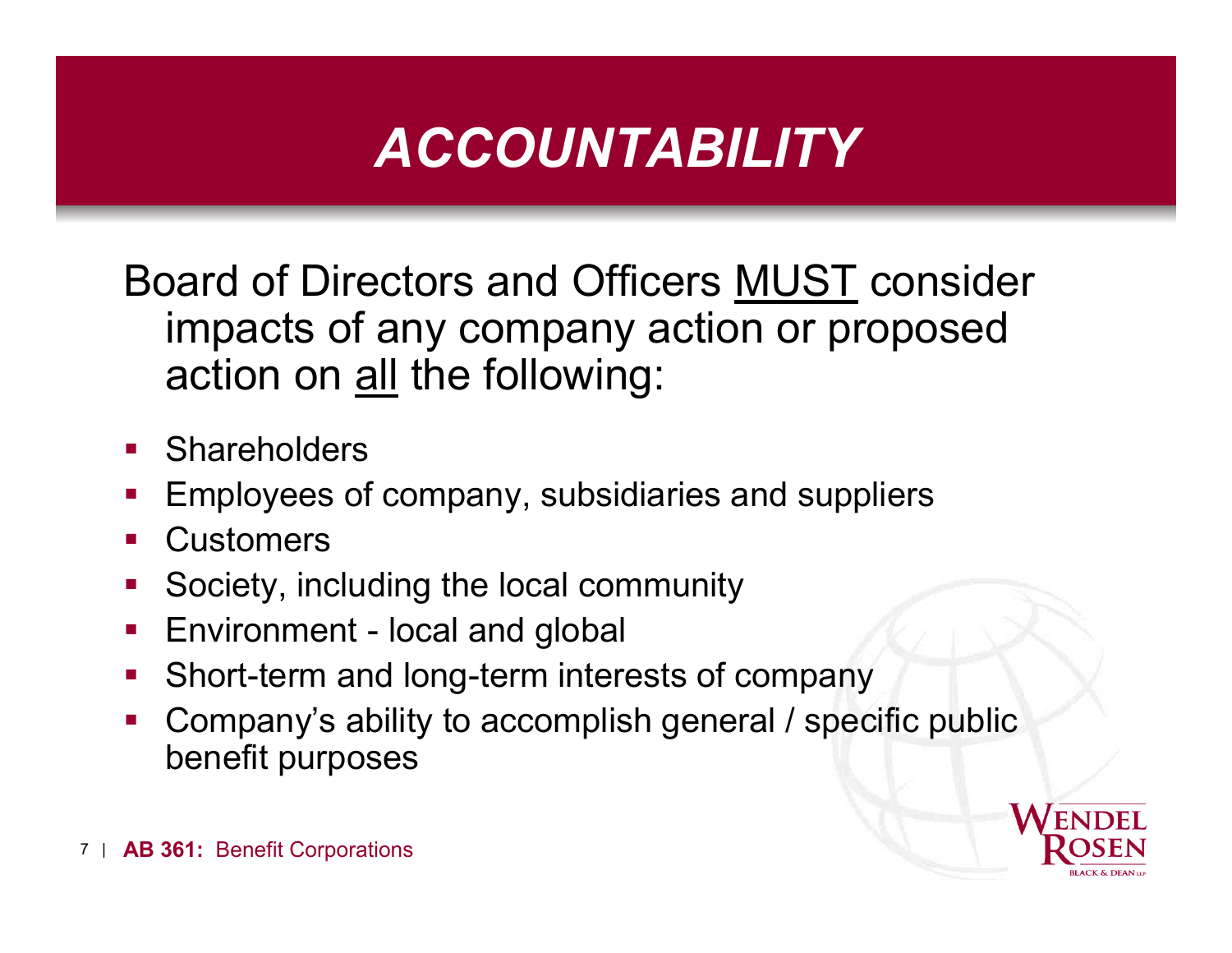# *ACCOUNTABILITY*

Board of Directors and Officers <u>MUST</u> consider impacts of any company action or proposed action on <u>all</u> the following:

- Shareholders
- Employees of company, subsidiaries and suppliers
- Customers
- Society, including the local community
- Environment - local and global
- Short-term and long-term interests of company
- Company's ability to accomplish general / specific public benefit purposes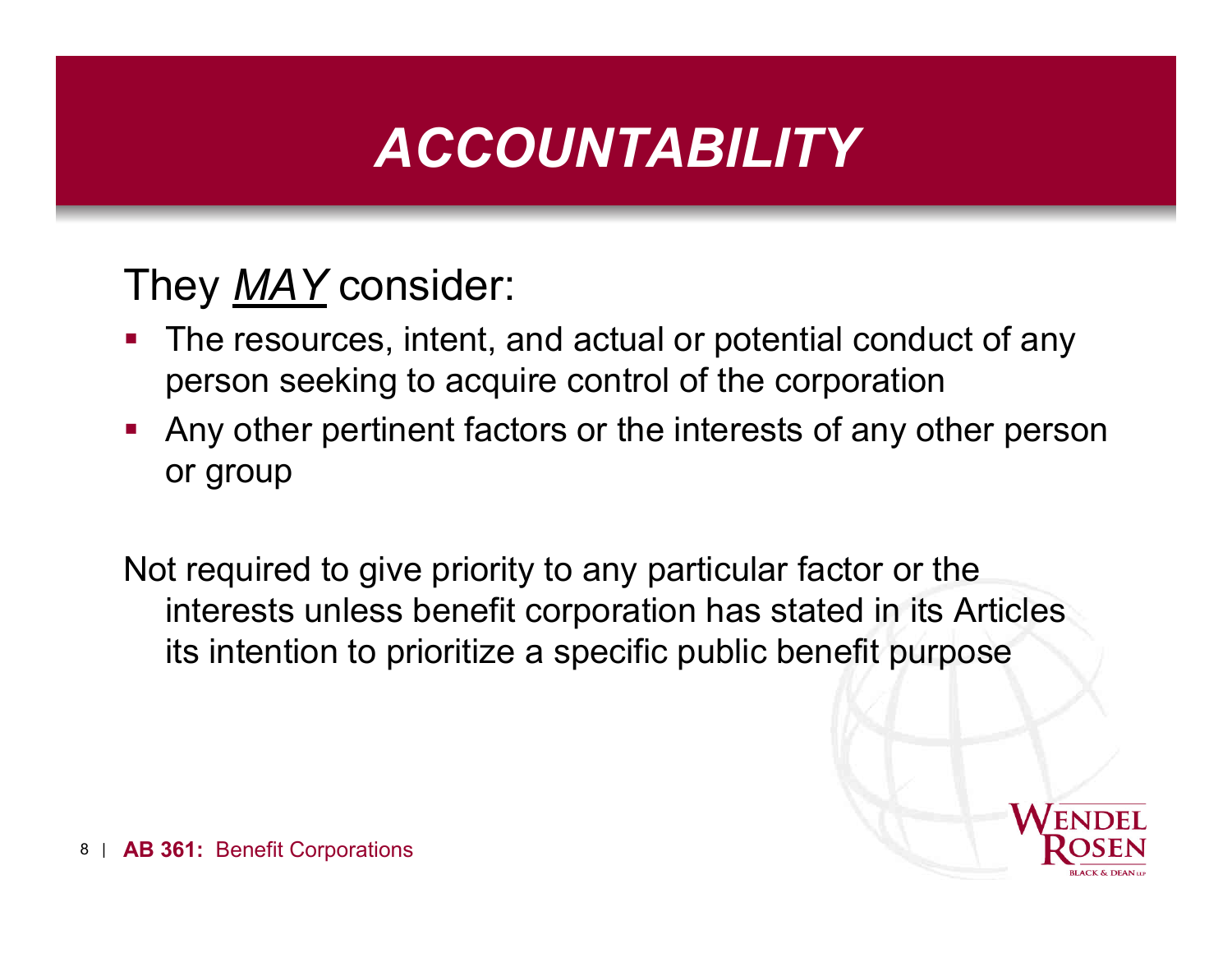# *ACCOUNTABILITY*

They ***MAY*** consider:

- The resources, intent, and actual or potential conduct of any person seeking to acquire control of the corporation
- Any other pertinent factors or the interests of any other person or group

Not required to give priority to any particular factor or the interests unless benefit corporation has stated in its Articles its intention to prioritize a specific public benefit purpose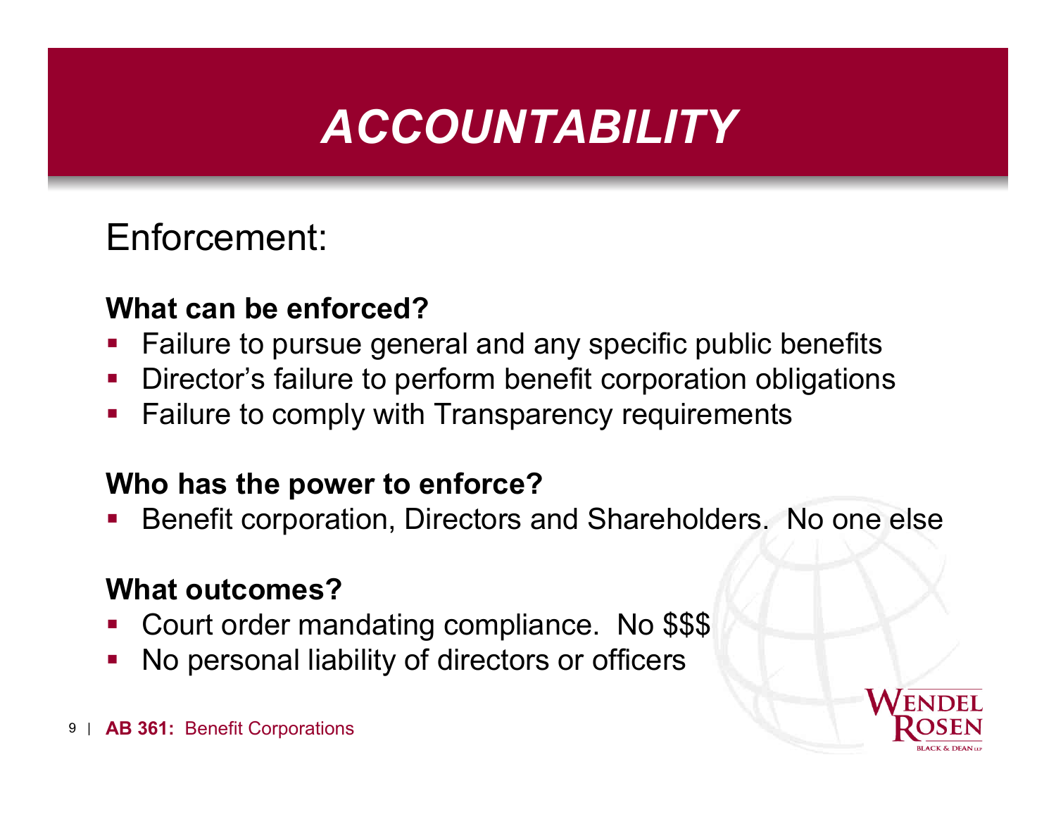# ACCOUNTABILITY

## Enforcement:

### What can be enforced?

- Failure to pursue general and any specific public benefits
- Director's failure to perform benefit corporation obligations
- Failure to comply with Transparency requirements

### Who has the power to enforce?

- Benefit corporation, Directors and Shareholders.  No one else

### What outcomes?

- Court order mandating compliance.  No $$$
- No personal liability of directors or officers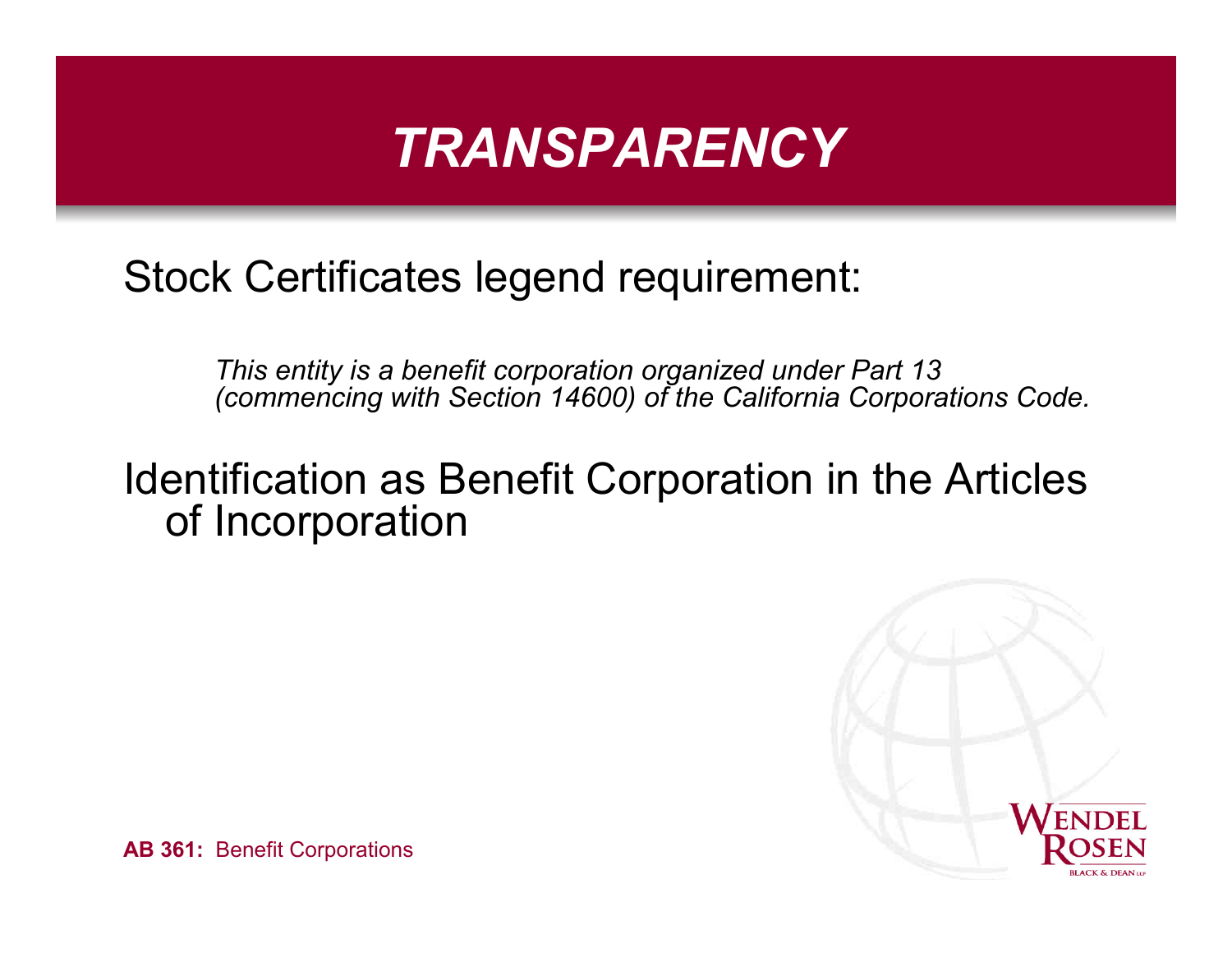# *TRANSPARENCY*

Stock Certificates legend requirement:

> *This entity is a benefit corporation organized under Part 13 (commencing with Section 14600) of the California Corporations Code.*

Identification as Benefit Corporation in the Articles of Incorporation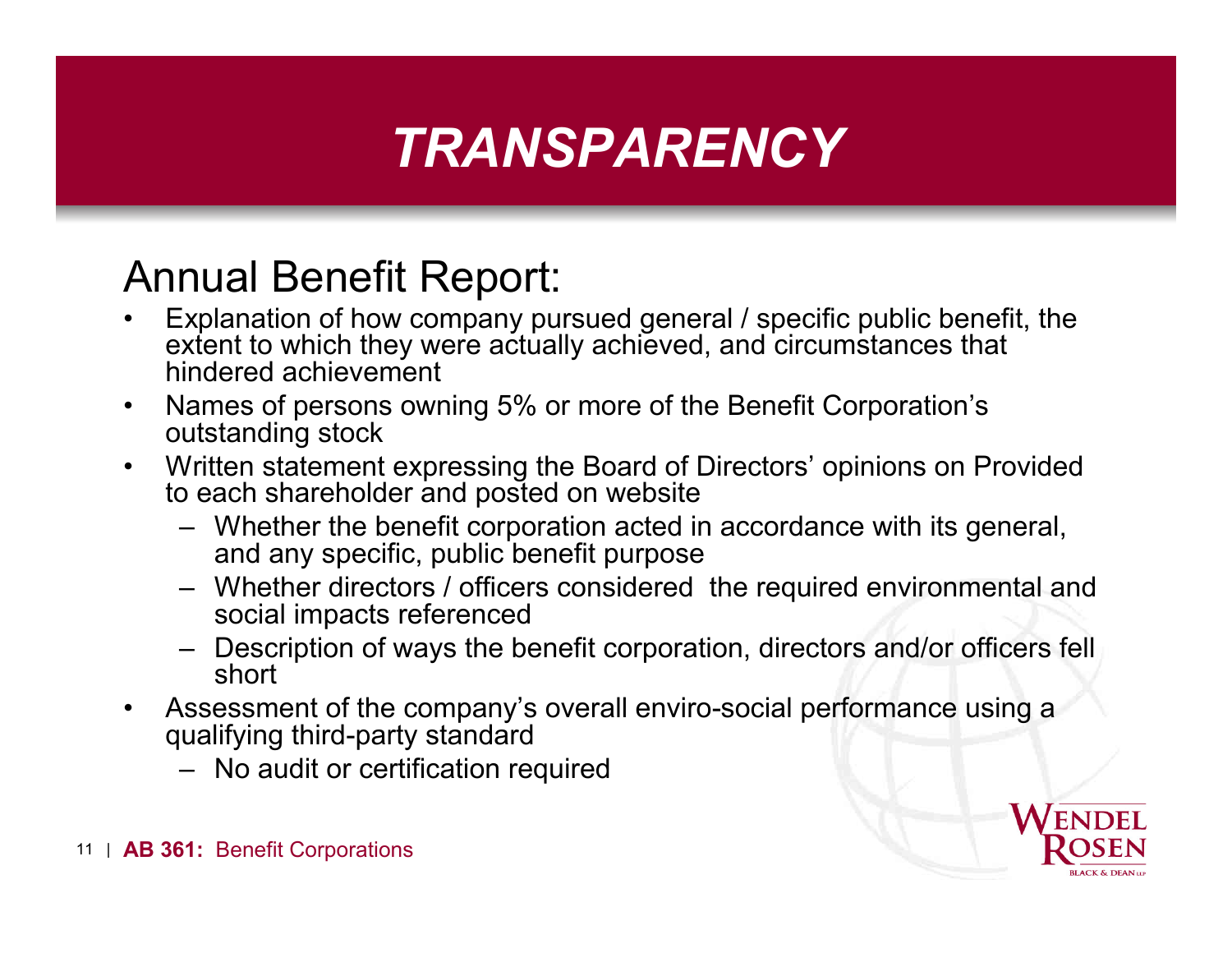# TRANSPARENCY

## Annual Benefit Report:

- Explanation of how company pursued general / specific public benefit, the extent to which they were actually achieved, and circumstances that hindered achievement
- Names of persons owning 5% or more of the Benefit Corporation's outstanding stock
- Written statement expressing the Board of Directors' opinions on Provided to each shareholder and posted on website
  - Whether the benefit corporation acted in accordance with its general, and any specific, public benefit purpose
  - Whether directors / officers considered the required environmental and social impacts referenced
  - Description of ways the benefit corporation, directors and/or officers fell short
- Assessment of the company's overall enviro-social performance using a qualifying third-party standard
  - No audit or certification required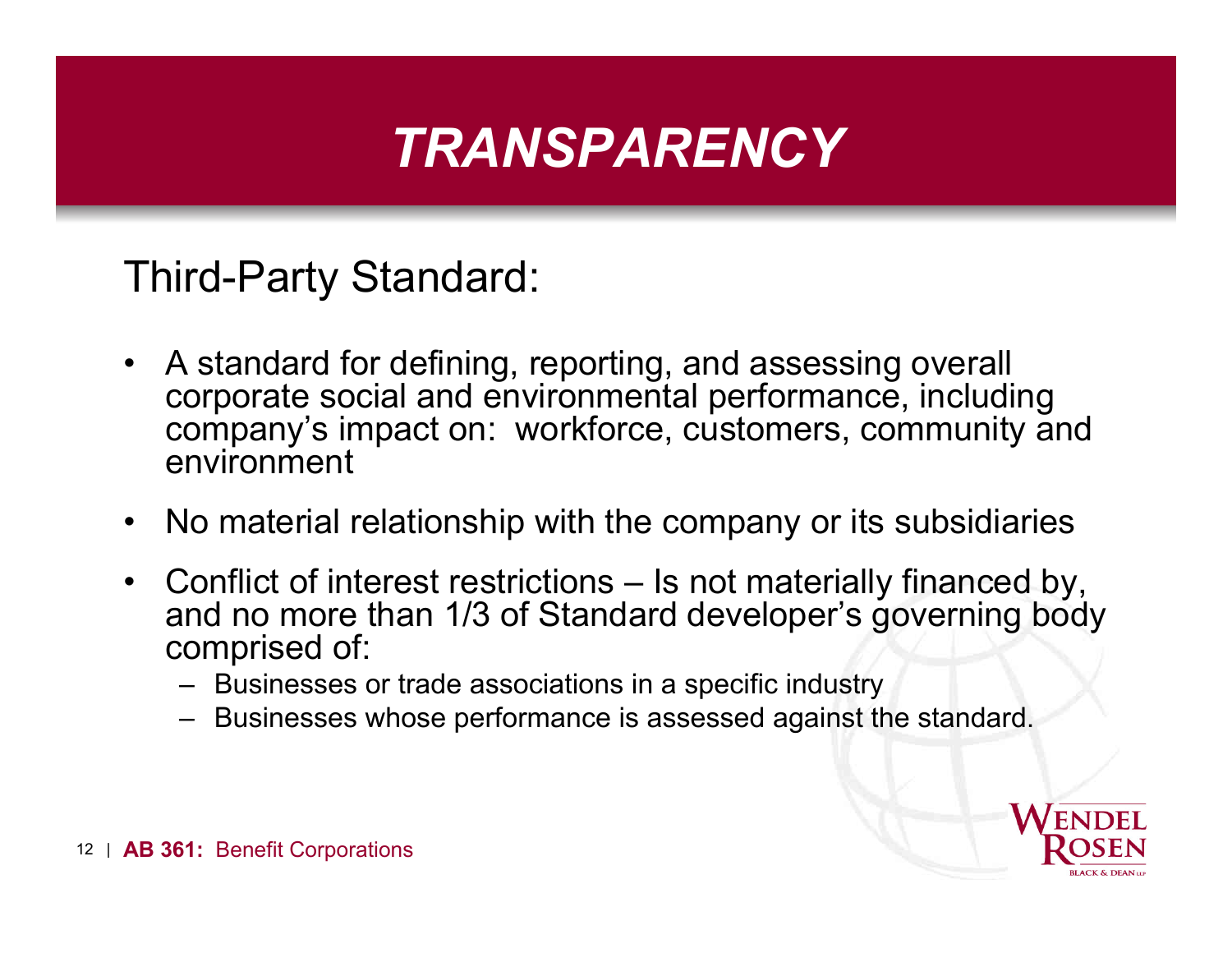# *TRANSPARENCY*

## Third-Party Standard:

- A standard for defining, reporting, and assessing overall corporate social and environmental performance, including company's impact on: workforce, customers, community and environment
- No material relationship with the company or its subsidiaries
- Conflict of interest restrictions – Is not materially financed by, and no more than 1/3 of Standard developer's governing body comprised of:
  - Businesses or trade associations in a specific industry
  - Businesses whose performance is assessed against the standard.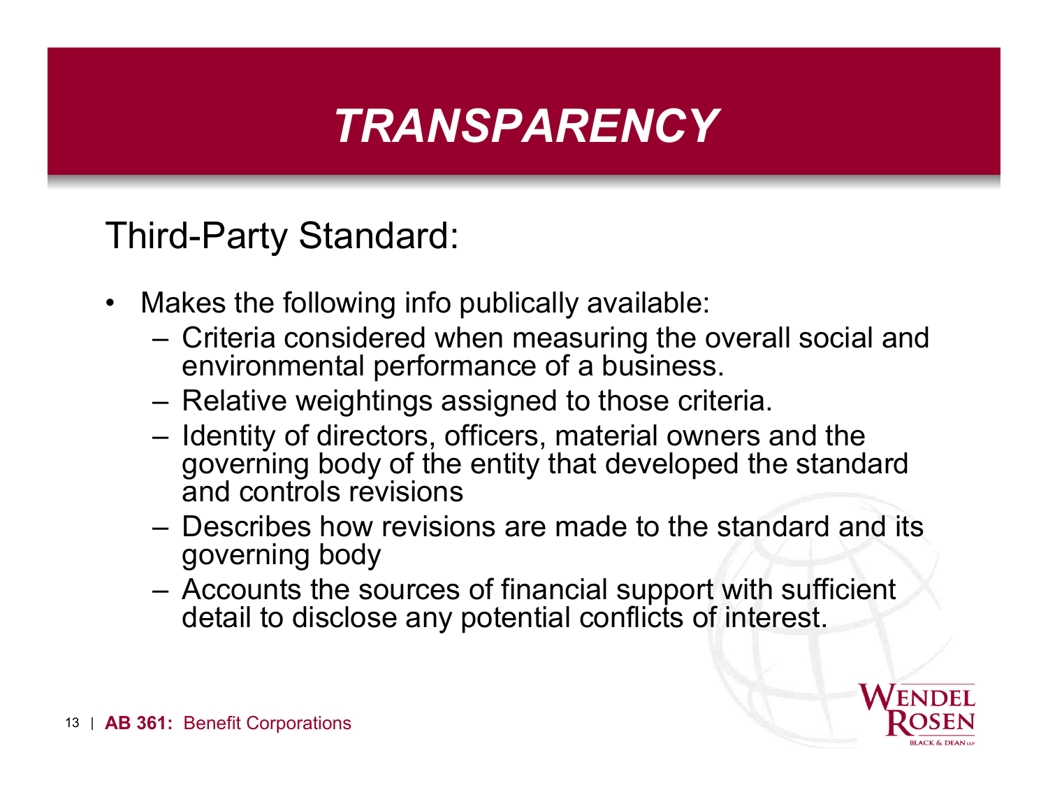# TRANSPARENCY

Third-Party Standard:

- Makes the following info publically available:
  - Criteria considered when measuring the overall social and environmental performance of a business.
  - Relative weightings assigned to those criteria.
  - Identity of directors, officers, material owners and the governing body of the entity that developed the standard and controls revisions
  - Describes how revisions are made to the standard and its governing body
  - Accounts the sources of financial support with sufficient detail to disclose any potential conflicts of interest.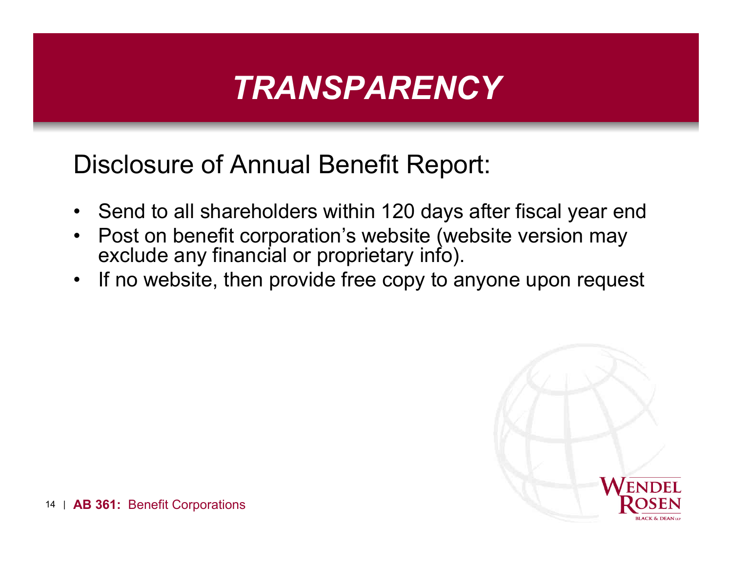# *TRANSPARENCY*

Disclosure of Annual Benefit Report:

- Send to all shareholders within 120 days after fiscal year end
- Post on benefit corporation's website (website version may exclude any financial or proprietary info).
- If no website, then provide free copy to anyone upon request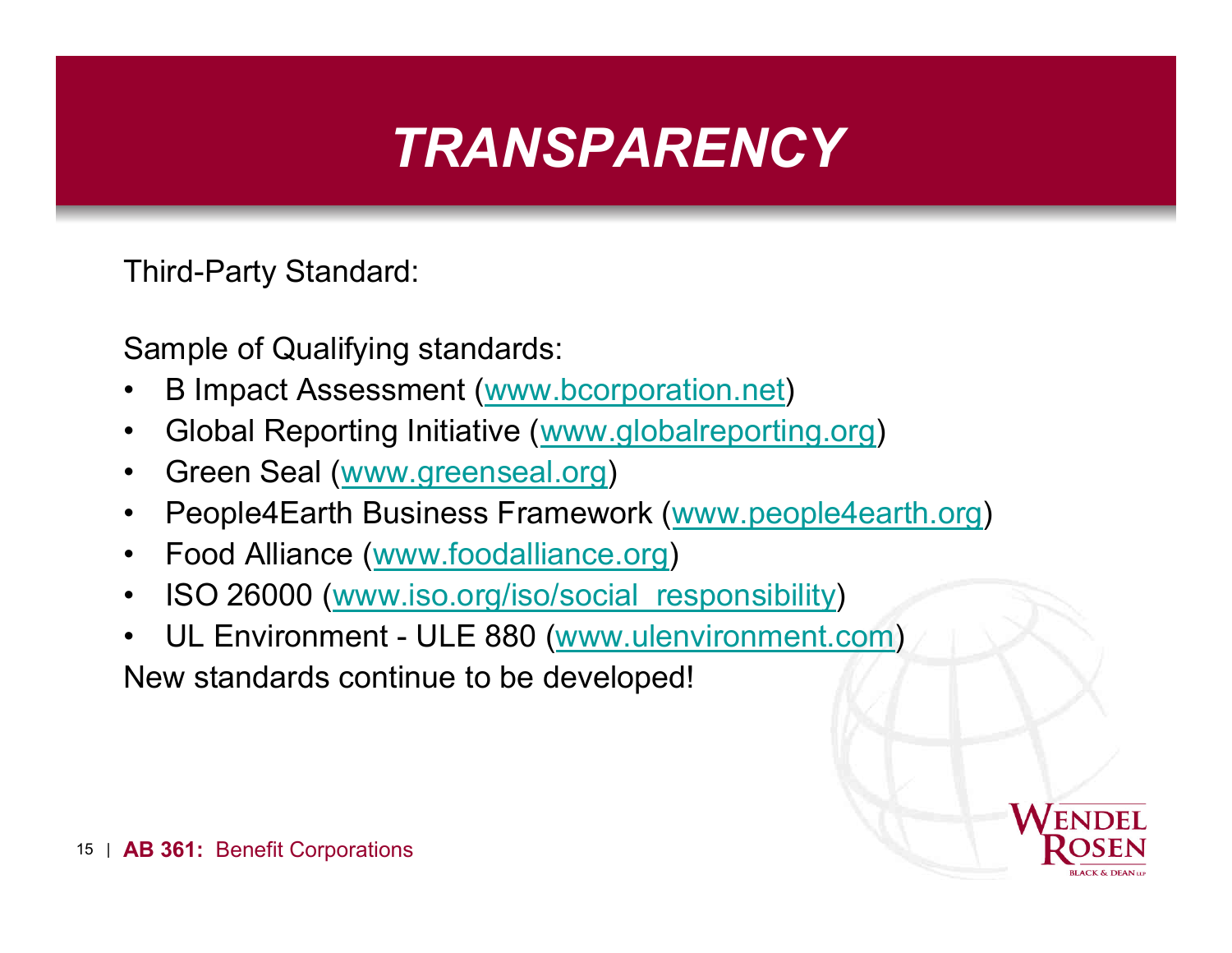# TRANSPARENCY

Third-Party Standard:

Sample of Qualifying standards:

- B Impact Assessment (www.bcorporation.net)
- Global Reporting Initiative (www.globalreporting.org)
- Green Seal (www.greenseal.org)
- People4Earth Business Framework (www.people4earth.org)
- Food Alliance (www.foodalliance.org)
- ISO 26000 (www.iso.org/iso/social_responsibility)
- UL Environment - ULE 880 (www.ulenvironment.com)

New standards continue to be developed!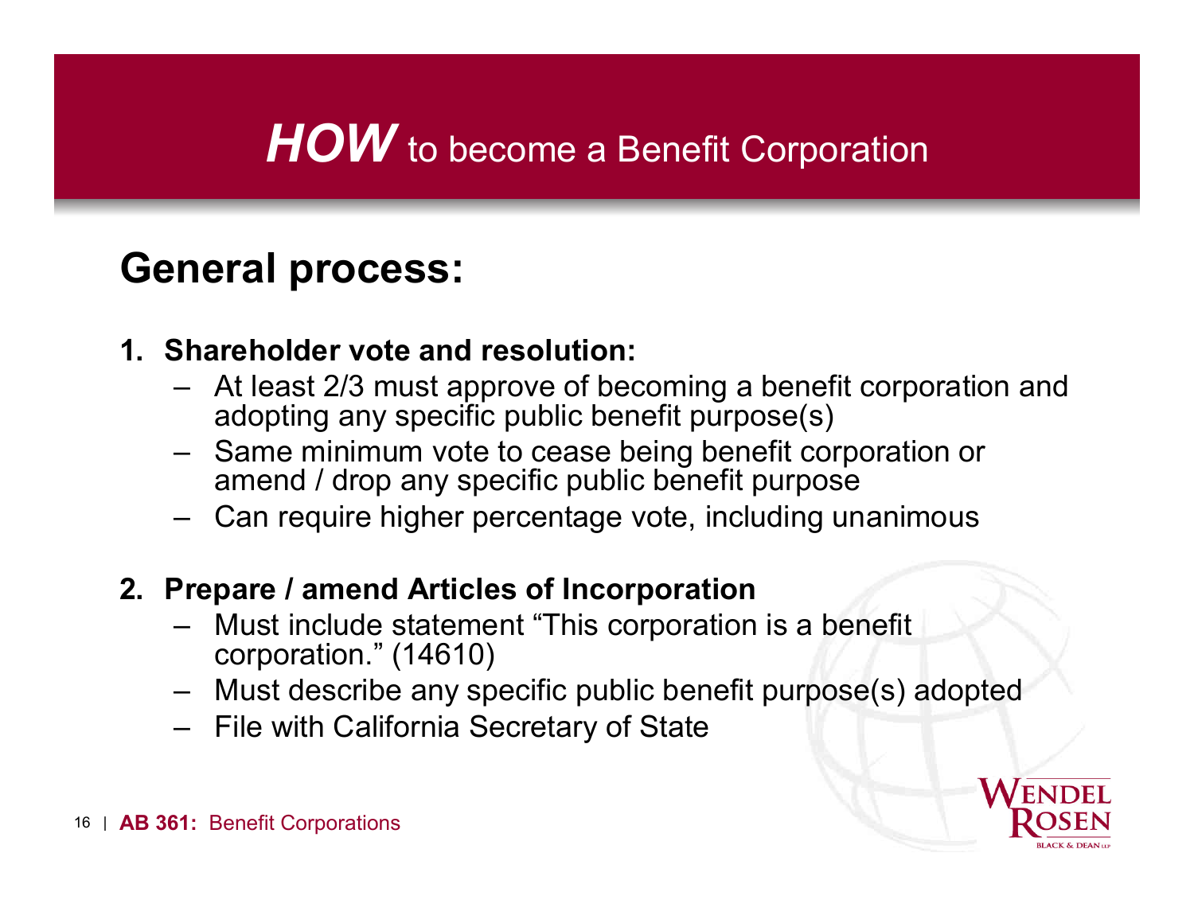# ***HOW*** to become a Benefit Corporation

## General process:

1. **Shareholder vote and resolution:**
   - At least 2/3 must approve of becoming a benefit corporation and adopting any specific public benefit purpose(s)
   - Same minimum vote to cease being benefit corporation or amend / drop any specific public benefit purpose
   - Can require higher percentage vote, including unanimous

2. **Prepare / amend Articles of Incorporation**
   - Must include statement "This corporation is a benefit corporation." (14610)
   - Must describe any specific public benefit purpose(s) adopted
   - File with California Secretary of State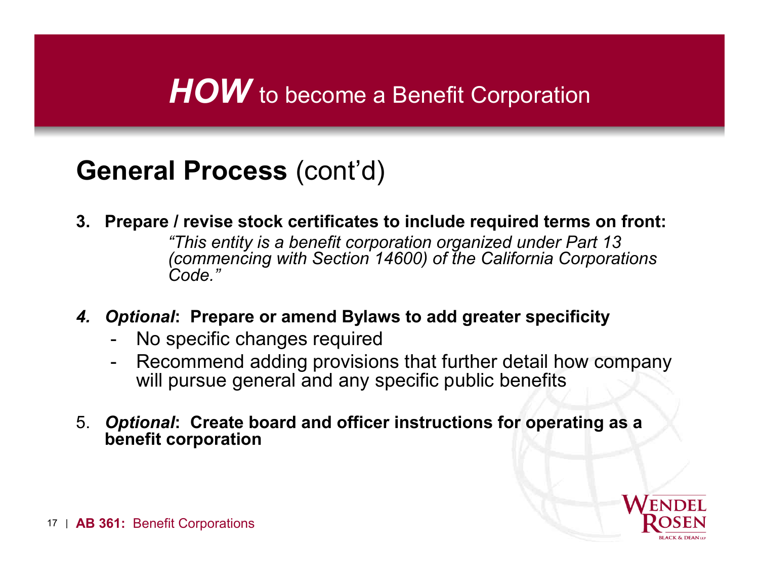# ***HOW*** to become a Benefit Corporation

## **General Process** (cont'd)

3. **Prepare / revise stock certificates to include required terms on front:**

   *"This entity is a benefit corporation organized under Part 13 (commencing with Section 14600) of the California Corporations Code."*

4. ***Optional*: Prepare or amend Bylaws to add greater specificity**
   - No specific changes required
   - Recommend adding provisions that further detail how company will pursue general and any specific public benefits

5. ***Optional*: Create board and officer instructions for operating as a benefit corporation**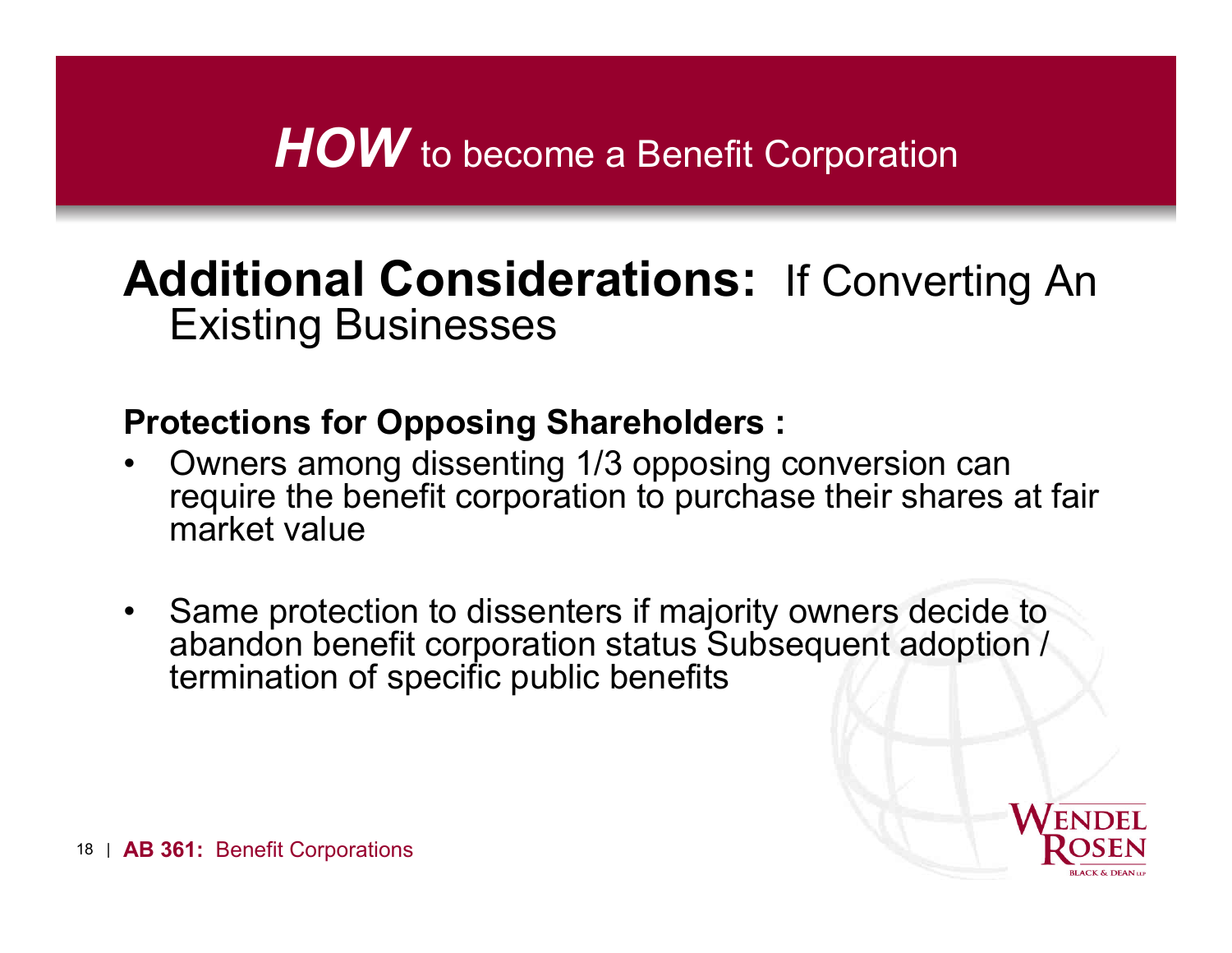# ***HOW*** to become a Benefit Corporation

## **Additional Considerations:** If Converting An Existing Businesses

**Protections for Opposing Shareholders :**

- Owners among dissenting 1/3 opposing conversion can require the benefit corporation to purchase their shares at fair market value
- Same protection to dissenters if majority owners decide to abandon benefit corporation status Subsequent adoption / termination of specific public benefits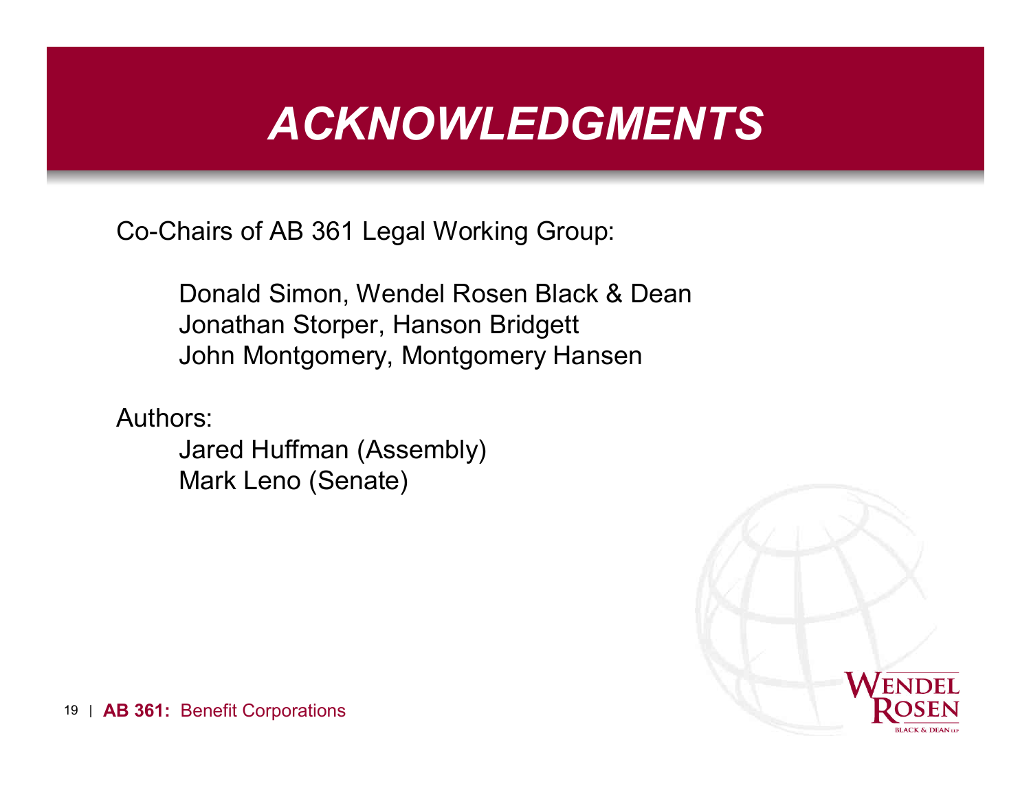# ACKNOWLEDGMENTS

Co-Chairs of AB 361 Legal Working Group:

Donald Simon, Wendel Rosen Black & Dean
Jonathan Storper, Hanson Bridgett
John Montgomery, Montgomery Hansen

Authors:

Jared Huffman (Assembly)
Mark Leno (Senate)